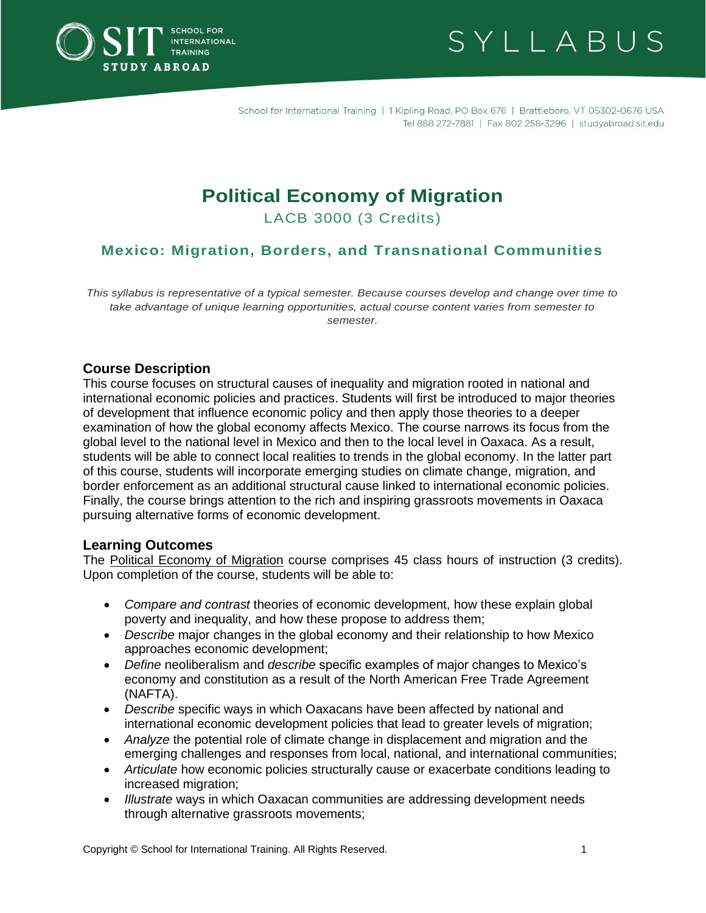# Political Economy of Migration

LACB 3000 (3 Credits)

## Mexico: Migration, Borders, and Transnational Communities

*This syllabus is representative of a typical semester. Because courses develop and change over time to take advantage of unique learning opportunities, actual course content varies from semester to semester.*

### Course Description

This course focuses on structural causes of inequality and migration rooted in national and international economic policies and practices. Students will first be introduced to major theories of development that influence economic policy and then apply those theories to a deeper examination of how the global economy affects Mexico. The course narrows its focus from the global level to the national level in Mexico and then to the local level in Oaxaca. As a result, students will be able to connect local realities to trends in the global economy. In the latter part of this course, students will incorporate emerging studies on climate change, migration, and border enforcement as an additional structural cause linked to international economic policies. Finally, the course brings attention to the rich and inspiring grassroots movements in Oaxaca pursuing alternative forms of economic development.

### Learning Outcomes

The Political Economy of Migration course comprises 45 class hours of instruction (3 credits). Upon completion of the course, students will be able to:

- *Compare and contrast* theories of economic development, how these explain global poverty and inequality, and how these propose to address them;
- *Describe* major changes in the global economy and their relationship to how Mexico approaches economic development;
- *Define* neoliberalism and *describe* specific examples of major changes to Mexico's economy and constitution as a result of the North American Free Trade Agreement (NAFTA).
- *Describe* specific ways in which Oaxacans have been affected by national and international economic development policies that lead to greater levels of migration;
- *Analyze* the potential role of climate change in displacement and migration and the emerging challenges and responses from local, national, and international communities;
- *Articulate* how economic policies structurally cause or exacerbate conditions leading to increased migration;
- *Illustrate* ways in which Oaxacan communities are addressing development needs through alternative grassroots movements;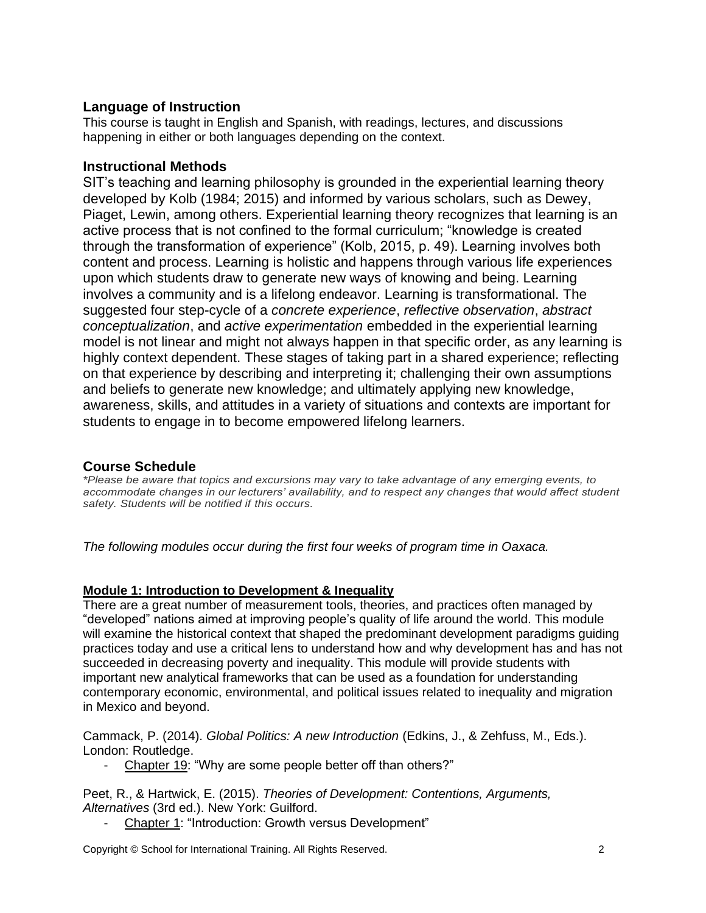## Language of Instruction

This course is taught in English and Spanish, with readings, lectures, and discussions happening in either or both languages depending on the context.

## Instructional Methods

SIT's teaching and learning philosophy is grounded in the experiential learning theory developed by Kolb (1984; 2015) and informed by various scholars, such as Dewey, Piaget, Lewin, among others. Experiential learning theory recognizes that learning is an active process that is not confined to the formal curriculum; "knowledge is created through the transformation of experience" (Kolb, 2015, p. 49). Learning involves both content and process. Learning is holistic and happens through various life experiences upon which students draw to generate new ways of knowing and being. Learning involves a community and is a lifelong endeavor. Learning is transformational. The suggested four step-cycle of a *concrete experience*, *reflective observation*, *abstract conceptualization*, and *active experimentation* embedded in the experiential learning model is not linear and might not always happen in that specific order, as any learning is highly context dependent. These stages of taking part in a shared experience; reflecting on that experience by describing and interpreting it; challenging their own assumptions and beliefs to generate new knowledge; and ultimately applying new knowledge, awareness, skills, and attitudes in a variety of situations and contexts are important for students to engage in to become empowered lifelong learners.

## Course Schedule

*\*Please be aware that topics and excursions may vary to take advantage of any emerging events, to accommodate changes in our lecturers' availability, and to respect any changes that would affect student safety. Students will be notified if this occurs.*

*The following modules occur during the first four weeks of program time in Oaxaca.*

**Module 1: Introduction to Development & Inequality**

There are a great number of measurement tools, theories, and practices often managed by "developed" nations aimed at improving people's quality of life around the world. This module will examine the historical context that shaped the predominant development paradigms guiding practices today and use a critical lens to understand how and why development has and has not succeeded in decreasing poverty and inequality. This module will provide students with important new analytical frameworks that can be used as a foundation for understanding contemporary economic, environmental, and political issues related to inequality and migration in Mexico and beyond.

Cammack, P. (2014). *Global Politics: A new Introduction* (Edkins, J., & Zehfuss, M., Eds.). London: Routledge.

- Chapter 19: "Why are some people better off than others?"

Peet, R., & Hartwick, E. (2015). *Theories of Development: Contentions, Arguments, Alternatives* (3rd ed.). New York: Guilford.

- Chapter 1: "Introduction: Growth versus Development"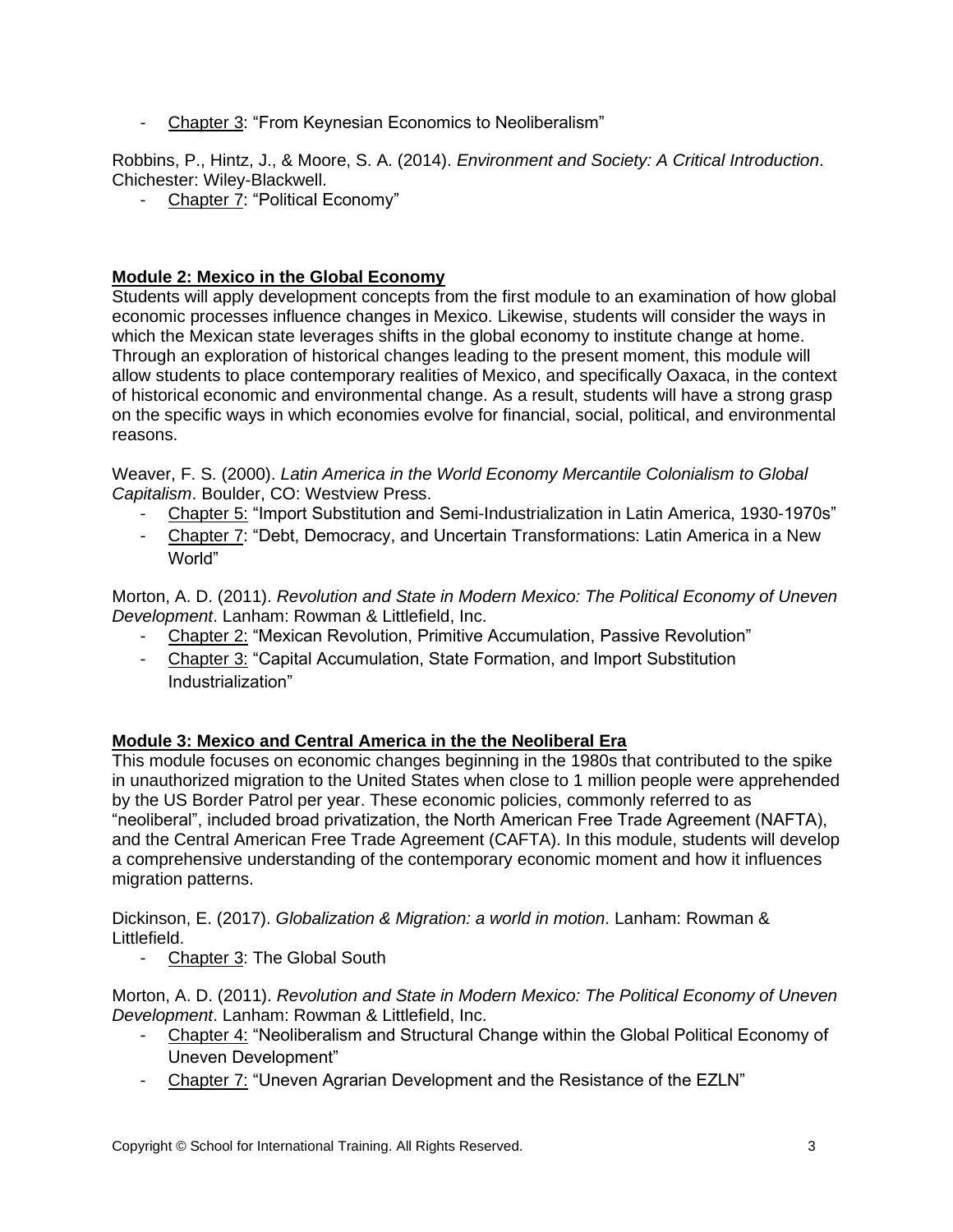- Chapter 3: "From Keynesian Economics to Neoliberalism"

Robbins, P., Hintz, J., & Moore, S. A. (2014). *Environment and Society: A Critical Introduction*. Chichester: Wiley-Blackwell.

- Chapter 7: "Political Economy"

**Module 2: Mexico in the Global Economy**

Students will apply development concepts from the first module to an examination of how global economic processes influence changes in Mexico. Likewise, students will consider the ways in which the Mexican state leverages shifts in the global economy to institute change at home. Through an exploration of historical changes leading to the present moment, this module will allow students to place contemporary realities of Mexico, and specifically Oaxaca, in the context of historical economic and environmental change. As a result, students will have a strong grasp on the specific ways in which economies evolve for financial, social, political, and environmental reasons.

Weaver, F. S. (2000). *Latin America in the World Economy Mercantile Colonialism to Global Capitalism*. Boulder, CO: Westview Press.

- Chapter 5: "Import Substitution and Semi-Industrialization in Latin America, 1930-1970s"
- Chapter 7: "Debt, Democracy, and Uncertain Transformations: Latin America in a New World"

Morton, A. D. (2011). *Revolution and State in Modern Mexico: The Political Economy of Uneven Development*. Lanham: Rowman & Littlefield, Inc.

- Chapter 2: "Mexican Revolution, Primitive Accumulation, Passive Revolution"
- Chapter 3: "Capital Accumulation, State Formation, and Import Substitution Industrialization"

**Module 3: Mexico and Central America in the the Neoliberal Era**

This module focuses on economic changes beginning in the 1980s that contributed to the spike in unauthorized migration to the United States when close to 1 million people were apprehended by the US Border Patrol per year. These economic policies, commonly referred to as "neoliberal", included broad privatization, the North American Free Trade Agreement (NAFTA), and the Central American Free Trade Agreement (CAFTA). In this module, students will develop a comprehensive understanding of the contemporary economic moment and how it influences migration patterns.

Dickinson, E. (2017). *Globalization & Migration: a world in motion*. Lanham: Rowman & Littlefield.

- Chapter 3: The Global South

Morton, A. D. (2011). *Revolution and State in Modern Mexico: The Political Economy of Uneven Development*. Lanham: Rowman & Littlefield, Inc.

- Chapter 4: "Neoliberalism and Structural Change within the Global Political Economy of Uneven Development"
- Chapter 7: "Uneven Agrarian Development and the Resistance of the EZLN"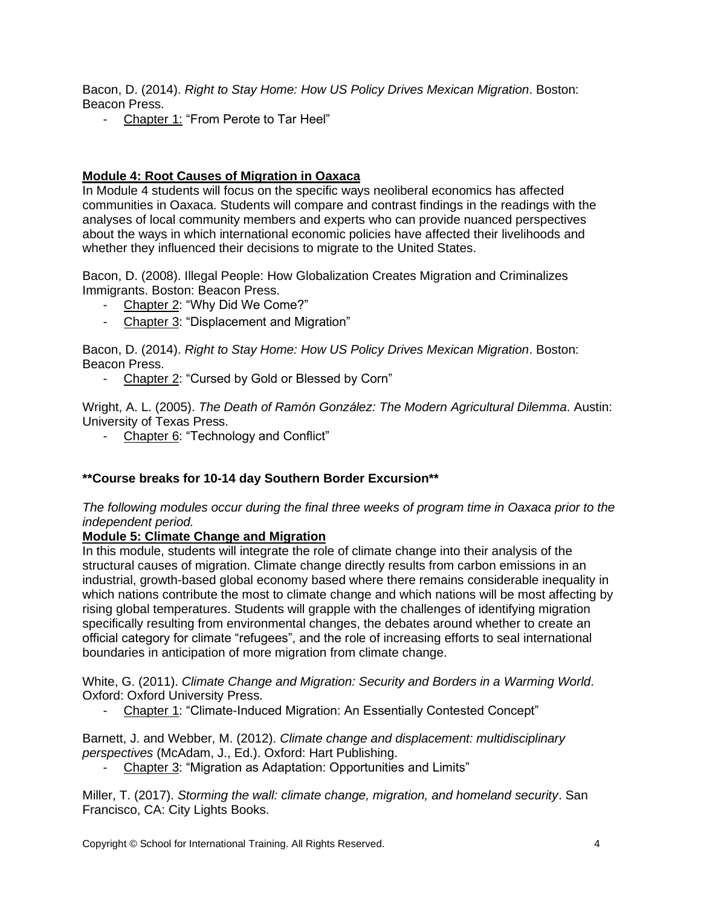Bacon, D. (2014). *Right to Stay Home: How US Policy Drives Mexican Migration*. Boston: Beacon Press.

- Chapter 1: "From Perote to Tar Heel"

## Module 4: Root Causes of Migration in Oaxaca

In Module 4 students will focus on the specific ways neoliberal economics has affected communities in Oaxaca. Students will compare and contrast findings in the readings with the analyses of local community members and experts who can provide nuanced perspectives about the ways in which international economic policies have affected their livelihoods and whether they influenced their decisions to migrate to the United States.

Bacon, D. (2008). Illegal People: How Globalization Creates Migration and Criminalizes Immigrants. Boston: Beacon Press.

- Chapter 2: "Why Did We Come?"
- Chapter 3: "Displacement and Migration"

Bacon, D. (2014). *Right to Stay Home: How US Policy Drives Mexican Migration*. Boston: Beacon Press.

- Chapter 2: "Cursed by Gold or Blessed by Corn"

Wright, A. L. (2005). *The Death of Ramón González: The Modern Agricultural Dilemma*. Austin: University of Texas Press.

- Chapter 6: "Technology and Conflict"

**\*\*Course breaks for 10-14 day Southern Border Excursion\*\***

*The following modules occur during the final three weeks of program time in Oaxaca prior to the independent period.*

## Module 5: Climate Change and Migration

In this module, students will integrate the role of climate change into their analysis of the structural causes of migration. Climate change directly results from carbon emissions in an industrial, growth-based global economy based where there remains considerable inequality in which nations contribute the most to climate change and which nations will be most affecting by rising global temperatures. Students will grapple with the challenges of identifying migration specifically resulting from environmental changes, the debates around whether to create an official category for climate "refugees", and the role of increasing efforts to seal international boundaries in anticipation of more migration from climate change.

White, G. (2011). *Climate Change and Migration: Security and Borders in a Warming World*. Oxford: Oxford University Press.

- Chapter 1: "Climate-Induced Migration: An Essentially Contested Concept"

Barnett, J. and Webber, M. (2012). *Climate change and displacement: multidisciplinary perspectives* (McAdam, J., Ed.). Oxford: Hart Publishing.

- Chapter 3: "Migration as Adaptation: Opportunities and Limits"

Miller, T. (2017). *Storming the wall: climate change, migration, and homeland security*. San Francisco, CA: City Lights Books.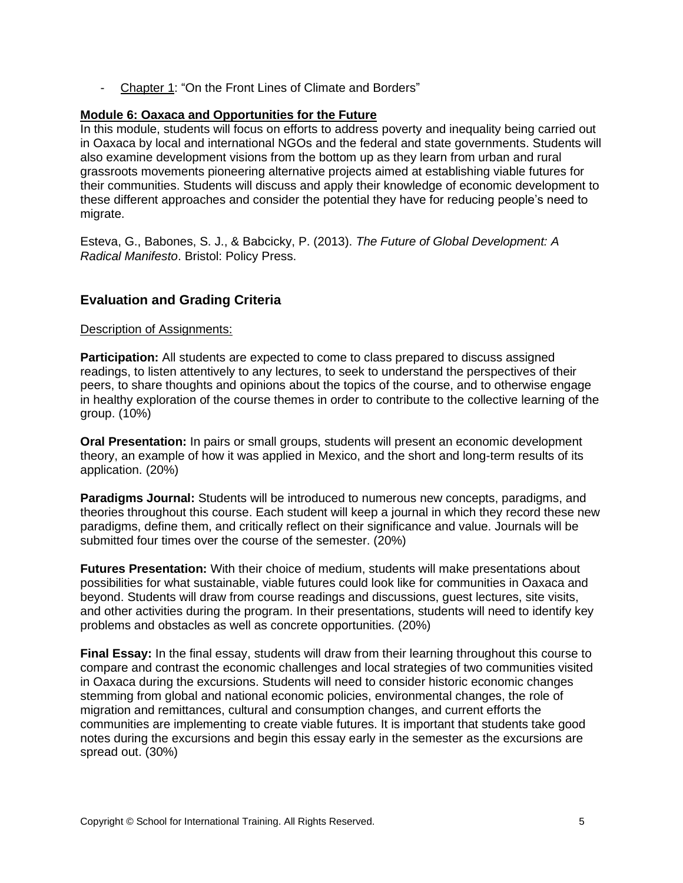- Chapter 1: "On the Front Lines of Climate and Borders"

**Module 6: Oaxaca and Opportunities for the Future**

In this module, students will focus on efforts to address poverty and inequality being carried out in Oaxaca by local and international NGOs and the federal and state governments. Students will also examine development visions from the bottom up as they learn from urban and rural grassroots movements pioneering alternative projects aimed at establishing viable futures for their communities. Students will discuss and apply their knowledge of economic development to these different approaches and consider the potential they have for reducing people's need to migrate.

Esteva, G., Babones, S. J., & Babcicky, P. (2013). *The Future of Global Development: A Radical Manifesto*. Bristol: Policy Press.

## Evaluation and Grading Criteria

Description of Assignments:

**Participation:** All students are expected to come to class prepared to discuss assigned readings, to listen attentively to any lectures, to seek to understand the perspectives of their peers, to share thoughts and opinions about the topics of the course, and to otherwise engage in healthy exploration of the course themes in order to contribute to the collective learning of the group. (10%)

**Oral Presentation:** In pairs or small groups, students will present an economic development theory, an example of how it was applied in Mexico, and the short and long-term results of its application. (20%)

**Paradigms Journal:** Students will be introduced to numerous new concepts, paradigms, and theories throughout this course. Each student will keep a journal in which they record these new paradigms, define them, and critically reflect on their significance and value. Journals will be submitted four times over the course of the semester. (20%)

**Futures Presentation:** With their choice of medium, students will make presentations about possibilities for what sustainable, viable futures could look like for communities in Oaxaca and beyond. Students will draw from course readings and discussions, guest lectures, site visits, and other activities during the program. In their presentations, students will need to identify key problems and obstacles as well as concrete opportunities. (20%)

**Final Essay:** In the final essay, students will draw from their learning throughout this course to compare and contrast the economic challenges and local strategies of two communities visited in Oaxaca during the excursions. Students will need to consider historic economic changes stemming from global and national economic policies, environmental changes, the role of migration and remittances, cultural and consumption changes, and current efforts the communities are implementing to create viable futures. It is important that students take good notes during the excursions and begin this essay early in the semester as the excursions are spread out. (30%)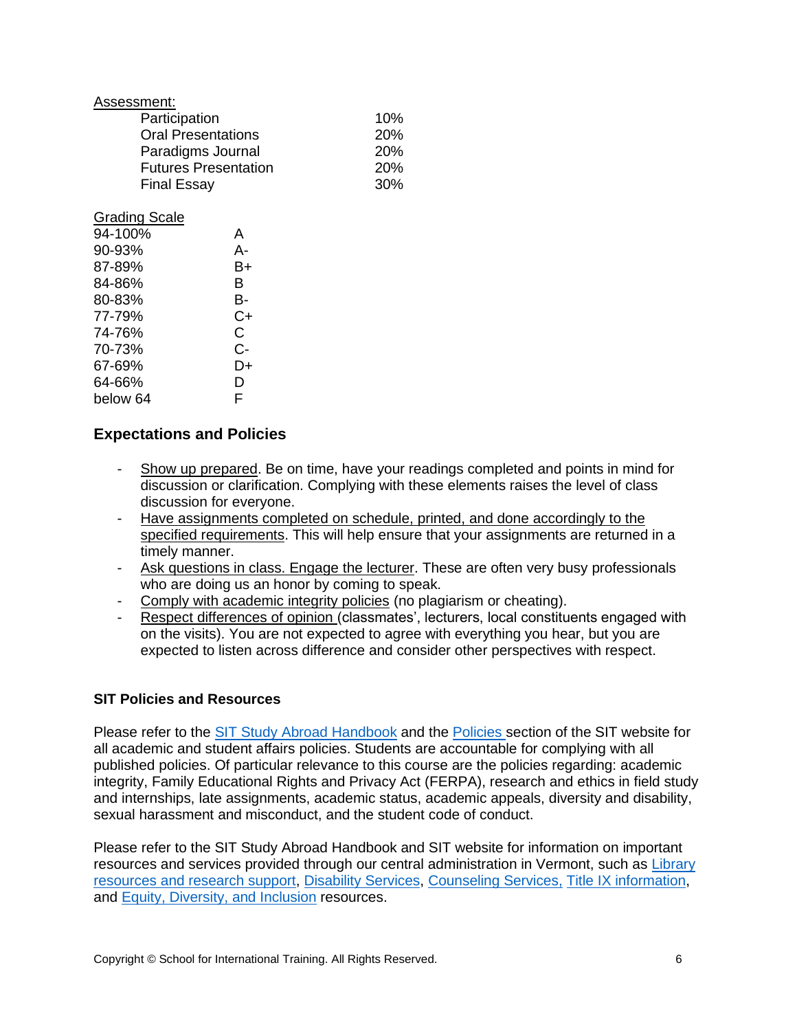Assessment:

| | |
|---|---|
| Participation | 10% |
| Oral Presentations | 20% |
| Paradigms Journal | 20% |
| Futures Presentation | 20% |
| Final Essay | 30% |

Grading Scale

| | |
|---|---|
| 94-100% | A |
| 90-93% | A- |
| 87-89% | B+ |
| 84-86% | B |
| 80-83% | B- |
| 77-79% | C+ |
| 74-76% | C |
| 70-73% | C- |
| 67-69% | D+ |
| 64-66% | D |
| below 64 | F |

## Expectations and Policies

- Show up prepared. Be on time, have your readings completed and points in mind for discussion or clarification. Complying with these elements raises the level of class discussion for everyone.
- Have assignments completed on schedule, printed, and done accordingly to the specified requirements. This will help ensure that your assignments are returned in a timely manner.
- Ask questions in class. Engage the lecturer. These are often very busy professionals who are doing us an honor by coming to speak.
- Comply with academic integrity policies (no plagiarism or cheating).
- Respect differences of opinion (classmates', lecturers, local constituents engaged with on the visits). You are not expected to agree with everything you hear, but you are expected to listen across difference and consider other perspectives with respect.

### SIT Policies and Resources

Please refer to the SIT Study Abroad Handbook and the Policies section of the SIT website for all academic and student affairs policies. Students are accountable for complying with all published policies. Of particular relevance to this course are the policies regarding: academic integrity, Family Educational Rights and Privacy Act (FERPA), research and ethics in field study and internships, late assignments, academic status, academic appeals, diversity and disability, sexual harassment and misconduct, and the student code of conduct.

Please refer to the SIT Study Abroad Handbook and SIT website for information on important resources and services provided through our central administration in Vermont, such as Library resources and research support, Disability Services, Counseling Services, Title IX information, and Equity, Diversity, and Inclusion resources.